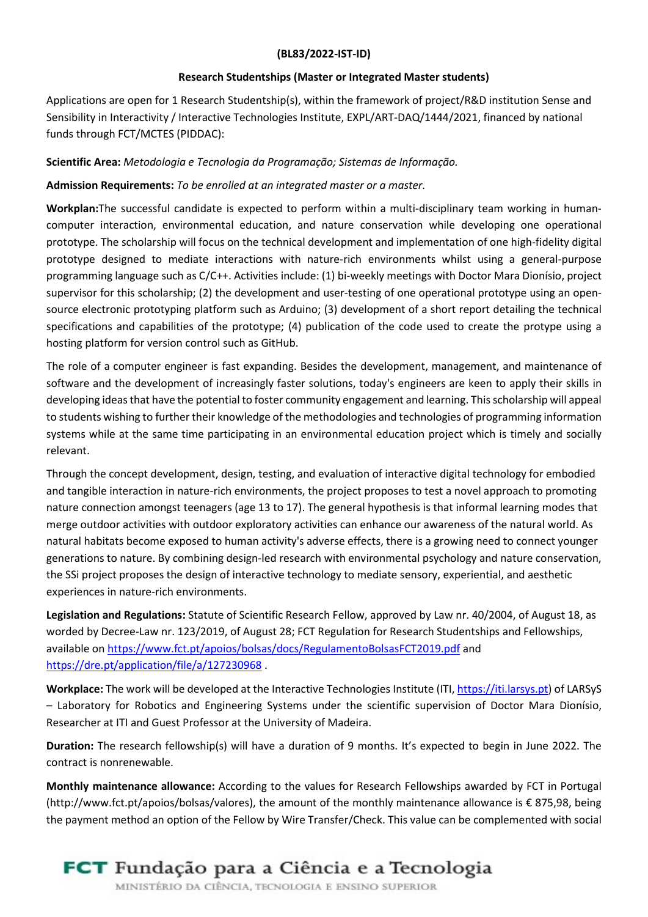**(BL83/2022-IST-ID)**

**Research Studentships (Master or Integrated Master students)**

Applications are open for 1 Research Studentship(s), within the framework of project/R&D institution Sense and Sensibility in Interactivity / Interactive Technologies Institute, EXPL/ART-DAQ/1444/2021, financed by national funds through FCT/MCTES (PIDDAC):

**Scientific Area:** *Metodologia e Tecnologia da Programação; Sistemas de Informação.*

**Admission Requirements:** *To be enrolled at an integrated master or a master.*

**Workplan:**The successful candidate is expected to perform within a multi-disciplinary team working in human-computer interaction, environmental education, and nature conservation while developing one operational prototype. The scholarship will focus on the technical development and implementation of one high-fidelity digital prototype designed to mediate interactions with nature-rich environments whilst using a general-purpose programming language such as C/C++. Activities include: (1) bi-weekly meetings with Doctor Mara Dionísio, project supervisor for this scholarship; (2) the development and user-testing of one operational prototype using an open-source electronic prototyping platform such as Arduino; (3) development of a short report detailing the technical specifications and capabilities of the prototype; (4) publication of the code used to create the protype using a hosting platform for version control such as GitHub.

The role of a computer engineer is fast expanding. Besides the development, management, and maintenance of software and the development of increasingly faster solutions, today's engineers are keen to apply their skills in developing ideas that have the potential to foster community engagement and learning. This scholarship will appeal to students wishing to further their knowledge of the methodologies and technologies of programming information systems while at the same time participating in an environmental education project which is timely and socially relevant.

Through the concept development, design, testing, and evaluation of interactive digital technology for embodied and tangible interaction in nature-rich environments, the project proposes to test a novel approach to promoting nature connection amongst teenagers (age 13 to 17). The general hypothesis is that informal learning modes that merge outdoor activities with outdoor exploratory activities can enhance our awareness of the natural world. As natural habitats become exposed to human activity's adverse effects, there is a growing need to connect younger generations to nature. By combining design-led research with environmental psychology and nature conservation, the SSi project proposes the design of interactive technology to mediate sensory, experiential, and aesthetic experiences in nature-rich environments.

**Legislation and Regulations:** Statute of Scientific Research Fellow, approved by Law nr. 40/2004, of August 18, as worded by Decree-Law nr. 123/2019, of August 28; FCT Regulation for Research Studentships and Fellowships, available on https://www.fct.pt/apoios/bolsas/docs/RegulamentoBolsasFCT2019.pdf and https://dre.pt/application/file/a/127230968 .

**Workplace:** The work will be developed at the Interactive Technologies Institute (ITI, https://iti.larsys.pt) of LARSyS – Laboratory for Robotics and Engineering Systems under the scientific supervision of Doctor Mara Dionísio, Researcher at ITI and Guest Professor at the University of Madeira.

**Duration:** The research fellowship(s) will have a duration of 9 months. It's expected to begin in June 2022. The contract is nonrenewable.

**Monthly maintenance allowance:** According to the values for Research Fellowships awarded by FCT in Portugal (http://www.fct.pt/apoios/bolsas/valores), the amount of the monthly maintenance allowance is € 875,98, being the payment method an option of the Fellow by Wire Transfer/Check. This value can be complemented with social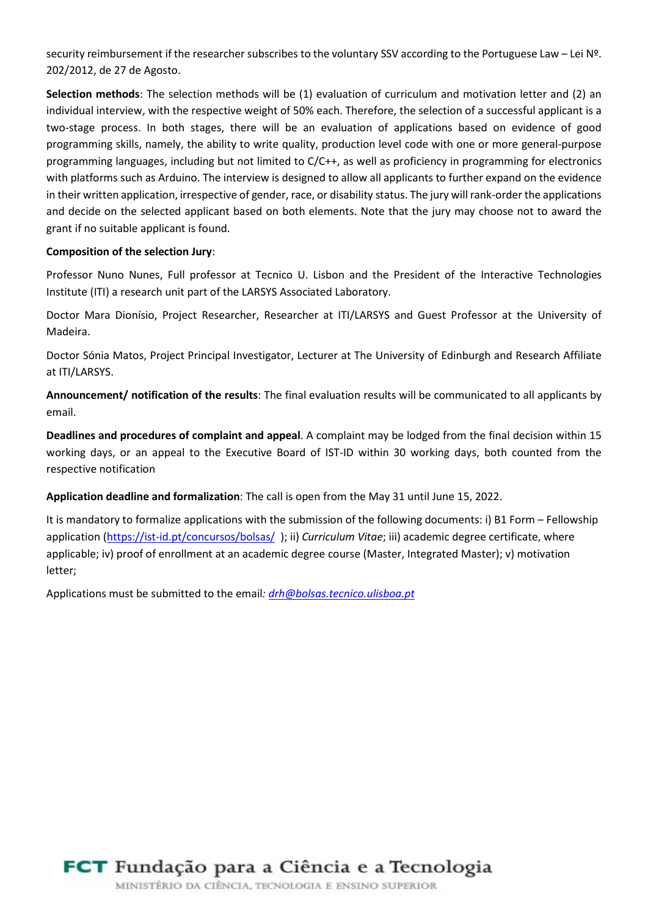security reimbursement if the researcher subscribes to the voluntary SSV according to the Portuguese Law – Lei Nº. 202/2012, de 27 de Agosto.

**Selection methods**: The selection methods will be (1) evaluation of curriculum and motivation letter and (2) an individual interview, with the respective weight of 50% each. Therefore, the selection of a successful applicant is a two-stage process. In both stages, there will be an evaluation of applications based on evidence of good programming skills, namely, the ability to write quality, production level code with one or more general-purpose programming languages, including but not limited to C/C++, as well as proficiency in programming for electronics with platforms such as Arduino. The interview is designed to allow all applicants to further expand on the evidence in their written application, irrespective of gender, race, or disability status. The jury will rank-order the applications and decide on the selected applicant based on both elements. Note that the jury may choose not to award the grant if no suitable applicant is found.

**Composition of the selection Jury**:

Professor Nuno Nunes, Full professor at Tecnico U. Lisbon and the President of the Interactive Technologies Institute (ITI) a research unit part of the LARSYS Associated Laboratory.

Doctor Mara Dionísio, Project Researcher, Researcher at ITI/LARSYS and Guest Professor at the University of Madeira.

Doctor Sónia Matos, Project Principal Investigator, Lecturer at The University of Edinburgh and Research Affiliate at ITI/LARSYS.

**Announcement/ notification of the results**: The final evaluation results will be communicated to all applicants by email.

**Deadlines and procedures of complaint and appeal**. A complaint may be lodged from the final decision within 15 working days, or an appeal to the Executive Board of IST-ID within 30 working days, both counted from the respective notification

**Application deadline and formalization**: The call is open from the May 31 until June 15, 2022.

It is mandatory to formalize applications with the submission of the following documents: i) B1 Form – Fellowship application (https://ist-id.pt/concursos/bolsas/ ); ii) *Curriculum Vitae*; iii) academic degree certificate, where applicable; iv) proof of enrollment at an academic degree course (Master, Integrated Master); v) motivation letter;

Applications must be submitted to the email*: drh@bolsas.tecnico.ulisboa.pt*